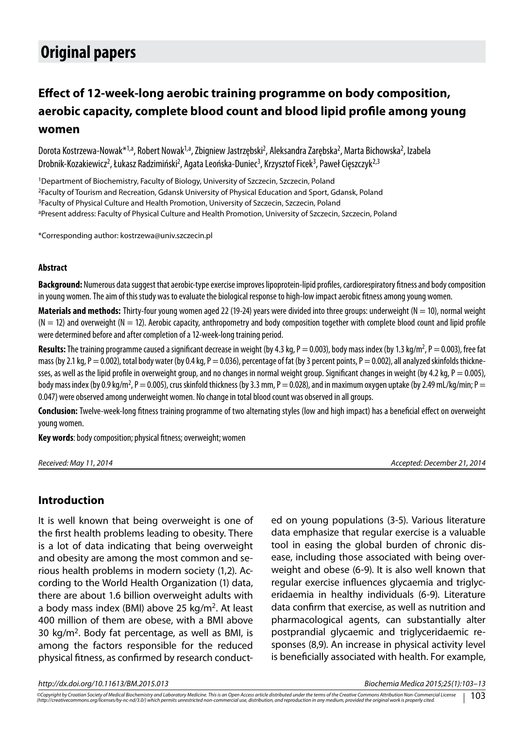## Original papers

# Effect of 12-week-long aerobic training programme on body composition, aerobic capacity, complete blood count and blood lipid profile among young women

Dorota Kostrzewa-Nowak*[1,a], Robert Nowak[1,a], Zbigniew Jastrzębski[2], Aleksandra Zarębska[2], Marta Bichowska[2], Izabela Drobnik-Kozakiewicz[2], Łukasz Radzimiński[2], Agata Leońska-Duniec[3], Krzysztof Ficek[3], Paweł Cięszczyk[2,3]

[1]Department of Biochemistry, Faculty of Biology, University of Szczecin, Szczecin, Poland
[2]Faculty of Tourism and Recreation, Gdansk University of Physical Education and Sport, Gdansk, Poland
[3]Faculty of Physical Culture and Health Promotion, University of Szczecin, Szczecin, Poland
[a]Present address: Faculty of Physical Culture and Health Promotion, University of Szczecin, Szczecin, Poland

*Corresponding author: kostrzewa@univ.szczecin.pl

### Abstract

**Background:** Numerous data suggest that aerobic-type exercise improves lipoprotein-lipid profiles, cardiorespiratory fitness and body composition in young women. The aim of this study was to evaluate the biological response to high-low impact aerobic fitness among young women.

**Materials and methods:** Thirty-four young women aged 22 (19-24) years were divided into three groups: underweight (N = 10), normal weight (N = 12) and overweight (N = 12). Aerobic capacity, anthropometry and body composition together with complete blood count and lipid profile were determined before and after completion of a 12-week-long training period.

**Results:** The training programme caused a significant decrease in weight (by 4.3 kg, P = 0.003), body mass index (by 1.3 kg/m$^2$, P = 0.003), free fat mass (by 2.1 kg, P = 0.002), total body water (by 0.4 kg, P = 0.036), percentage of fat (by 3 percent points, P = 0.002), all analyzed skinfolds thicknesses, as well as the lipid profile in overweight group, and no changes in normal weight group. Significant changes in weight (by 4.2 kg, P = 0.005), body mass index (by 0.9 kg/m$^2$, P = 0.005), crus skinfold thickness (by 3.3 mm, P = 0.028), and in maximum oxygen uptake (by 2.49 mL/kg/min; P = 0.047) were observed among underweight women. No change in total blood count was observed in all groups.

**Conclusion:** Twelve-week-long fitness training programme of two alternating styles (low and high impact) has a beneficial effect on overweight young women.

**Key words**: body composition; physical fitness; overweight; women

*Received: May 11, 2014* *Accepted: December 21, 2014*

## Introduction

It is well known that being overweight is one of the first health problems leading to obesity. There is a lot of data indicating that being overweight and obesity are among the most common and serious health problems in modern society (1,2). According to the World Health Organization (1) data, there are about 1.6 billion overweight adults with a body mass index (BMI) above 25 kg/m$^2$. At least 400 million of them are obese, with a BMI above 30 kg/m$^2$. Body fat percentage, as well as BMI, is among the factors responsible for the reduced physical fitness, as confirmed by research conducted on young populations (3-5). Various literature data emphasize that regular exercise is a valuable tool in easing the global burden of chronic disease, including those associated with being overweight and obese (6-9). It is also well known that regular exercise influences glycaemia and triglyceridaemia in healthy individuals (6-9). Literature data confirm that exercise, as well as nutrition and pharmacological agents, can substantially alter postprandial glycaemic and triglyceridaemic responses (8,9). An increase in physical activity level is beneficially associated with health. For example,

*http://dx.doi.org/10.11613/BM.2015.013*

*©Copyright by Croatian Society of Medical Biochemistry and Laboratory Medicine. This is an Open Access article distributed under the terms of the Creative Commons Attribution Non-Commercial License (http://creativecommons.org/licenses/by-nc-nd/3.0/) which permits unrestricted non-commercial use, distribution, and reproduction in any medium, provided the original work is properly cited.*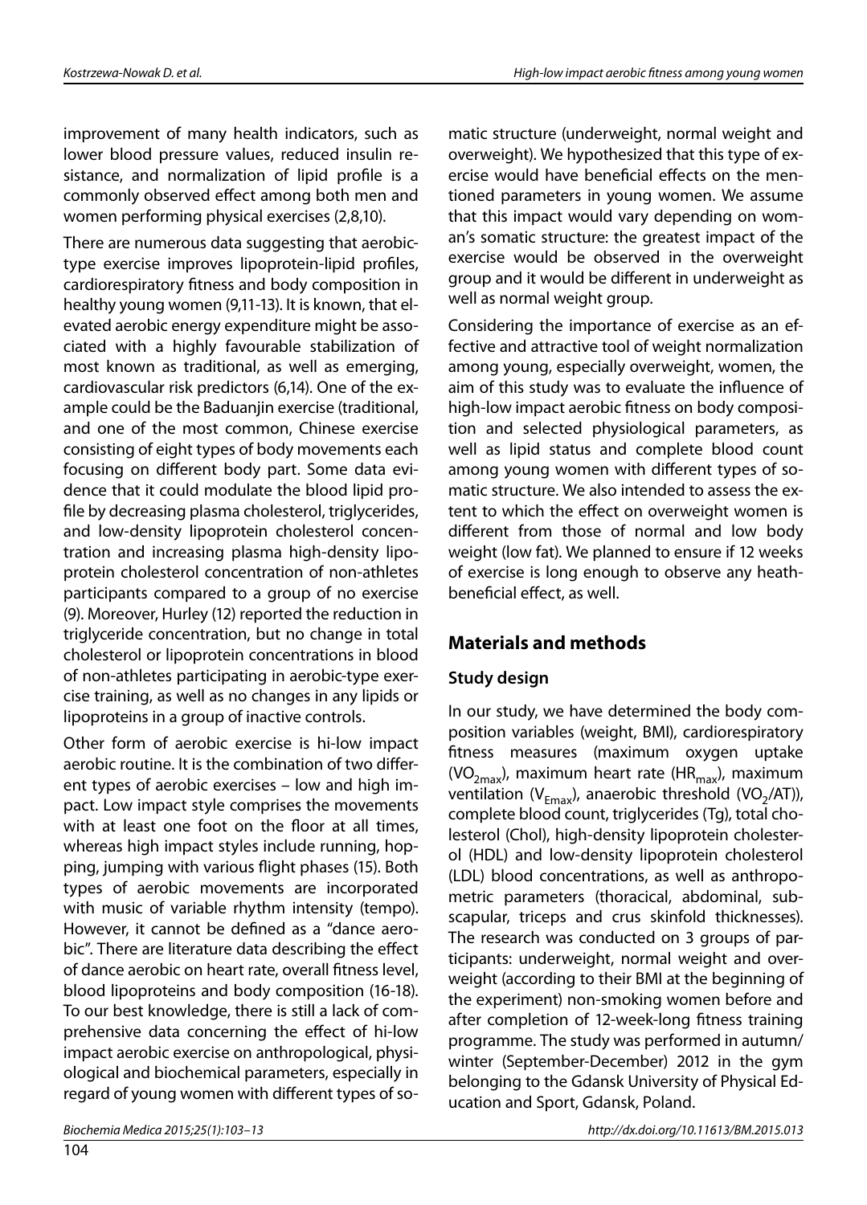improvement of many health indicators, such as lower blood pressure values, reduced insulin resistance, and normalization of lipid profile is a commonly observed effect among both men and women performing physical exercises (2,8,10).

There are numerous data suggesting that aerobic-type exercise improves lipoprotein-lipid profiles, cardiorespiratory fitness and body composition in healthy young women (9,11-13). It is known, that elevated aerobic energy expenditure might be associated with a highly favourable stabilization of most known as traditional, as well as emerging, cardiovascular risk predictors (6,14). One of the example could be the Baduanjin exercise (traditional, and one of the most common, Chinese exercise consisting of eight types of body movements each focusing on different body part. Some data evidence that it could modulate the blood lipid profile by decreasing plasma cholesterol, triglycerides, and low-density lipoprotein cholesterol concentration and increasing plasma high-density lipoprotein cholesterol concentration of non-athletes participants compared to a group of no exercise (9). Moreover, Hurley (12) reported the reduction in triglyceride concentration, but no change in total cholesterol or lipoprotein concentrations in blood of non-athletes participating in aerobic-type exercise training, as well as no changes in any lipids or lipoproteins in a group of inactive controls.

Other form of aerobic exercise is hi-low impact aerobic routine. It is the combination of two different types of aerobic exercises – low and high impact. Low impact style comprises the movements with at least one foot on the floor at all times, whereas high impact styles include running, hopping, jumping with various flight phases (15). Both types of aerobic movements are incorporated with music of variable rhythm intensity (tempo). However, it cannot be defined as a "dance aerobic". There are literature data describing the effect of dance aerobic on heart rate, overall fitness level, blood lipoproteins and body composition (16-18). To our best knowledge, there is still a lack of comprehensive data concerning the effect of hi-low impact aerobic exercise on anthropological, physiological and biochemical parameters, especially in regard of young women with different types of somatic structure (underweight, normal weight and overweight). We hypothesized that this type of exercise would have beneficial effects on the mentioned parameters in young women. We assume that this impact would vary depending on woman's somatic structure: the greatest impact of the exercise would be observed in the overweight group and it would be different in underweight as well as normal weight group.

Considering the importance of exercise as an effective and attractive tool of weight normalization among young, especially overweight, women, the aim of this study was to evaluate the influence of high-low impact aerobic fitness on body composition and selected physiological parameters, as well as lipid status and complete blood count among young women with different types of somatic structure. We also intended to assess the extent to which the effect on overweight women is different from those of normal and low body weight (low fat). We planned to ensure if 12 weeks of exercise is long enough to observe any heath-beneficial effect, as well.

## Materials and methods

### Study design

In our study, we have determined the body composition variables (weight, BMI), cardiorespiratory fitness measures (maximum oxygen uptake ($VO_{2max}$), maximum heart rate ($HR_{max}$), maximum ventilation ($V_{Emax}$), anaerobic threshold ($VO_2/AT$)), complete blood count, triglycerides (Tg), total cholesterol (Chol), high-density lipoprotein cholesterol (HDL) and low-density lipoprotein cholesterol (LDL) blood concentrations, as well as anthropometric parameters (thoracical, abdominal, subscapular, triceps and crus skinfold thicknesses). The research was conducted on 3 groups of participants: underweight, normal weight and overweight (according to their BMI at the beginning of the experiment) non-smoking women before and after completion of 12-week-long fitness training programme. The study was performed in autumn/winter (September-December) 2012 in the gym belonging to the Gdansk University of Physical Education and Sport, Gdansk, Poland.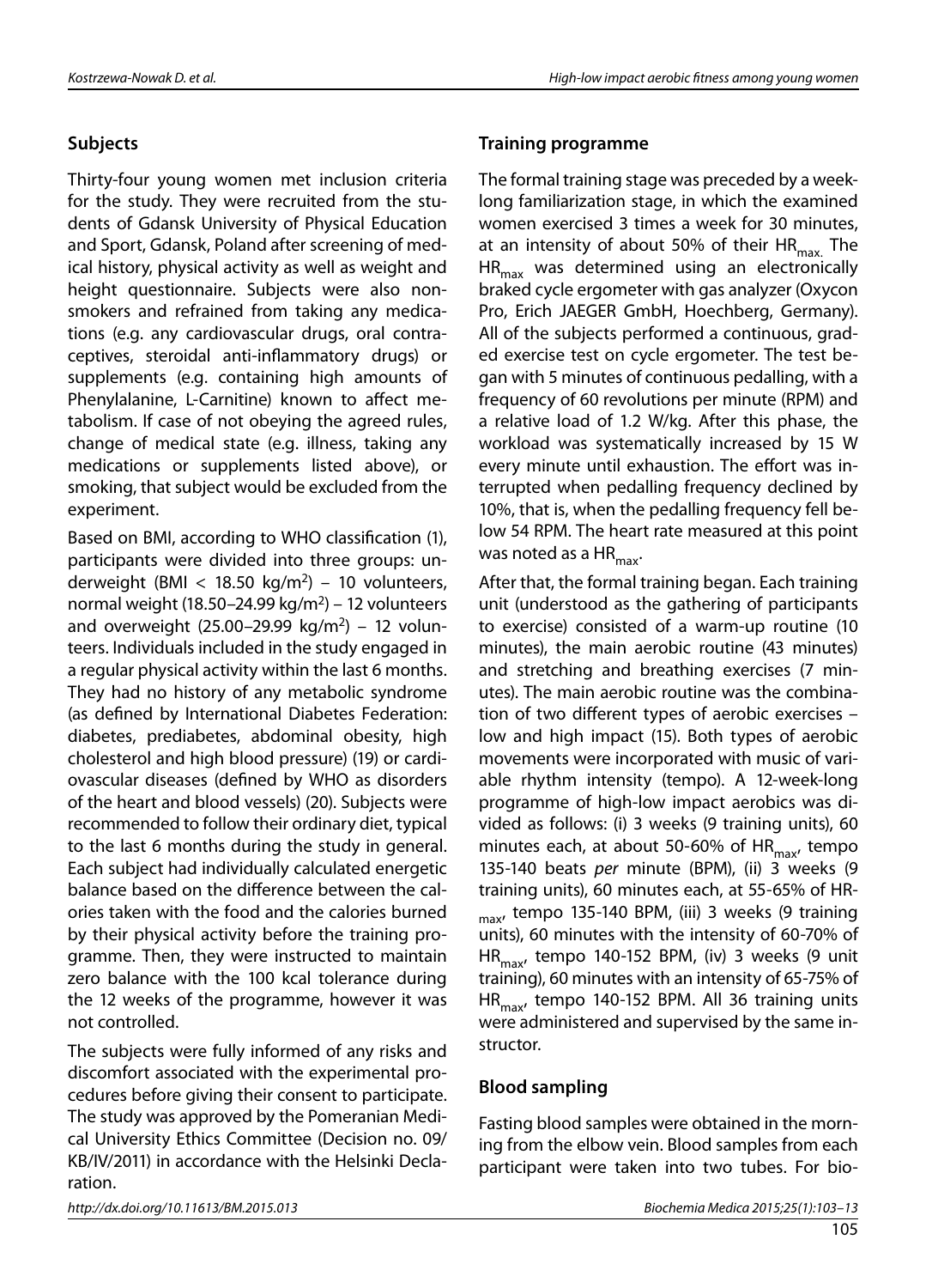## Subjects

Thirty-four young women met inclusion criteria for the study. They were recruited from the students of Gdansk University of Physical Education and Sport, Gdansk, Poland after screening of medical history, physical activity as well as weight and height questionnaire. Subjects were also non-smokers and refrained from taking any medications (e.g. any cardiovascular drugs, oral contraceptives, steroidal anti-inflammatory drugs) or supplements (e.g. containing high amounts of Phenylalanine, L-Carnitine) known to affect metabolism. If case of not obeying the agreed rules, change of medical state (e.g. illness, taking any medications or supplements listed above), or smoking, that subject would be excluded from the experiment.

Based on BMI, according to WHO classification (1), participants were divided into three groups: underweight (BMI < 18.50 $kg/m^2$) – 10 volunteers, normal weight (18.50–24.99 $kg/m^2$) – 12 volunteers and overweight (25.00–29.99 $kg/m^2$) – 12 volunteers. Individuals included in the study engaged in a regular physical activity within the last 6 months. They had no history of any metabolic syndrome (as defined by International Diabetes Federation: diabetes, prediabetes, abdominal obesity, high cholesterol and high blood pressure) (19) or cardiovascular diseases (defined by WHO as disorders of the heart and blood vessels) (20). Subjects were recommended to follow their ordinary diet, typical to the last 6 months during the study in general. Each subject had individually calculated energetic balance based on the difference between the calories taken with the food and the calories burned by their physical activity before the training programme. Then, they were instructed to maintain zero balance with the 100 kcal tolerance during the 12 weeks of the programme, however it was not controlled.

The subjects were fully informed of any risks and discomfort associated with the experimental procedures before giving their consent to participate. The study was approved by the Pomeranian Medical University Ethics Committee (Decision no. 09/KB/IV/2011) in accordance with the Helsinki Declaration.

## Training programme

The formal training stage was preceded by a week-long familiarization stage, in which the examined women exercised 3 times a week for 30 minutes, at an intensity of about 50% of their $HR_{max}$. The $HR_{max}$ was determined using an electronically braked cycle ergometer with gas analyzer (Oxycon Pro, Erich JAEGER GmbH, Hoechberg, Germany). All of the subjects performed a continuous, graded exercise test on cycle ergometer. The test began with 5 minutes of continuous pedalling, with a frequency of 60 revolutions per minute (RPM) and a relative load of 1.2 W/kg. After this phase, the workload was systematically increased by 15 W every minute until exhaustion. The effort was interrupted when pedalling frequency declined by 10%, that is, when the pedalling frequency fell below 54 RPM. The heart rate measured at this point was noted as a $HR_{max}$.

After that, the formal training began. Each training unit (understood as the gathering of participants to exercise) consisted of a warm-up routine (10 minutes), the main aerobic routine (43 minutes) and stretching and breathing exercises (7 minutes). The main aerobic routine was the combination of two different types of aerobic exercises – low and high impact (15). Both types of aerobic movements were incorporated with music of variable rhythm intensity (tempo). A 12-week-long programme of high-low impact aerobics was divided as follows: (i) 3 weeks (9 training units), 60 minutes each, at about 50-60% of $HR_{max}$, tempo 135-140 beats *per* minute (BPM), (ii) 3 weeks (9 training units), 60 minutes each, at 55-65% of $HR_{max}$, tempo 135-140 BPM, (iii) 3 weeks (9 training units), 60 minutes with the intensity of 60-70% of $HR_{max}$, tempo 140-152 BPM, (iv) 3 weeks (9 unit training), 60 minutes with an intensity of 65-75% of $HR_{max}$, tempo 140-152 BPM. All 36 training units were administered and supervised by the same instructor.

## Blood sampling

Fasting blood samples were obtained in the morning from the elbow vein. Blood samples from each participant were taken into two tubes. For bio-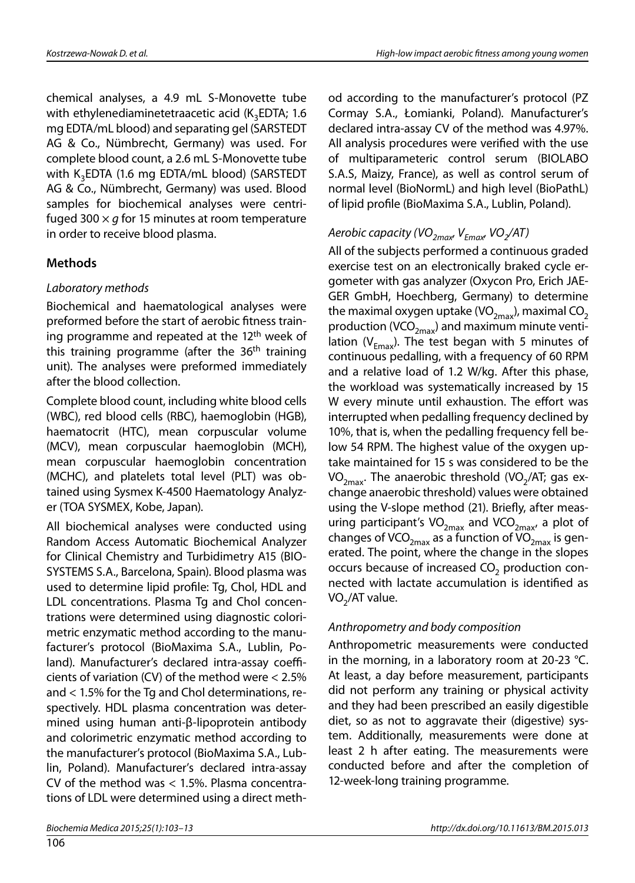chemical analyses, a 4.9 mL S-Monovette tube with ethylenediaminetetraacetic acid ($K_3$EDTA; 1.6 mg EDTA/mL blood) and separating gel (SARSTEDT AG & Co., Nümbrecht, Germany) was used. For complete blood count, a 2.6 mL S-Monovette tube with $K_3$EDTA (1.6 mg EDTA/mL blood) (SARSTEDT AG & Co., Nümbrecht, Germany) was used. Blood samples for biochemical analyses were centrifuged 300 × *g* for 15 minutes at room temperature in order to receive blood plasma.

## Methods

### *Laboratory methods*

Biochemical and haematological analyses were preformed before the start of aerobic fitness training programme and repeated at the 12th week of this training programme (after the 36th training unit). The analyses were preformed immediately after the blood collection.

Complete blood count, including white blood cells (WBC), red blood cells (RBC), haemoglobin (HGB), haematocrit (HTC), mean corpuscular volume (MCV), mean corpuscular haemoglobin (MCH), mean corpuscular haemoglobin concentration (MCHC), and platelets total level (PLT) was obtained using Sysmex K-4500 Haematology Analyzer (TOA SYSMEX, Kobe, Japan).

All biochemical analyses were conducted using Random Access Automatic Biochemical Analyzer for Clinical Chemistry and Turbidimetry A15 (BIOSYSTEMS S.A., Barcelona, Spain). Blood plasma was used to determine lipid profile: Tg, Chol, HDL and LDL concentrations. Plasma Tg and Chol concentrations were determined using diagnostic colorimetric enzymatic method according to the manufacturer's protocol (BioMaxima S.A., Lublin, Poland). Manufacturer's declared intra-assay coefficients of variation (CV) of the method were < 2.5% and < 1.5% for the Tg and Chol determinations, respectively. HDL plasma concentration was determined using human anti-β-lipoprotein antibody and colorimetric enzymatic method according to the manufacturer's protocol (BioMaxima S.A., Lublin, Poland). Manufacturer's declared intra-assay CV of the method was < 1.5%. Plasma concentrations of LDL were determined using a direct method according to the manufacturer's protocol (PZ Cormay S.A., Łomianki, Poland). Manufacturer's declared intra-assay CV of the method was 4.97%. All analysis procedures were verified with the use of multiparameteric control serum (BIOLABO S.A.S, Maizy, France), as well as control serum of normal level (BioNormL) and high level (BioPathL) of lipid profile (BioMaxima S.A., Lublin, Poland).

### *Aerobic capacity ($VO_{2max}$, $V_{Emax}$, $VO_2$/AT)*

All of the subjects performed a continuous graded exercise test on an electronically braked cycle ergometer with gas analyzer (Oxycon Pro, Erich JAEGER GmbH, Hoechberg, Germany) to determine the maximal oxygen uptake ($VO_{2max}$), maximal $CO_2$ production ($VCO_{2max}$) and maximum minute ventilation ($V_{Emax}$). The test began with 5 minutes of continuous pedalling, with a frequency of 60 RPM and a relative load of 1.2 W/kg. After this phase, the workload was systematically increased by 15 W every minute until exhaustion. The effort was interrupted when pedalling frequency declined by 10%, that is, when the pedalling frequency fell below 54 RPM. The highest value of the oxygen uptake maintained for 15 s was considered to be the $VO_{2max}$. The anaerobic threshold ($VO_2$/AT; gas exchange anaerobic threshold) values were obtained using the V-slope method (21). Briefly, after measuring participant's $VO_{2max}$ and $VCO_{2max}$, a plot of changes of $VCO_{2max}$ as a function of $VO_{2max}$ is generated. The point, where the change in the slopes occurs because of increased $CO_2$ production connected with lactate accumulation is identified as $VO_2$/AT value.

### *Anthropometry and body composition*

Anthropometric measurements were conducted in the morning, in a laboratory room at 20-23 °C. At least, a day before measurement, participants did not perform any training or physical activity and they had been prescribed an easily digestible diet, so as not to aggravate their (digestive) system. Additionally, measurements were done at least 2 h after eating. The measurements were conducted before and after the completion of 12-week-long training programme.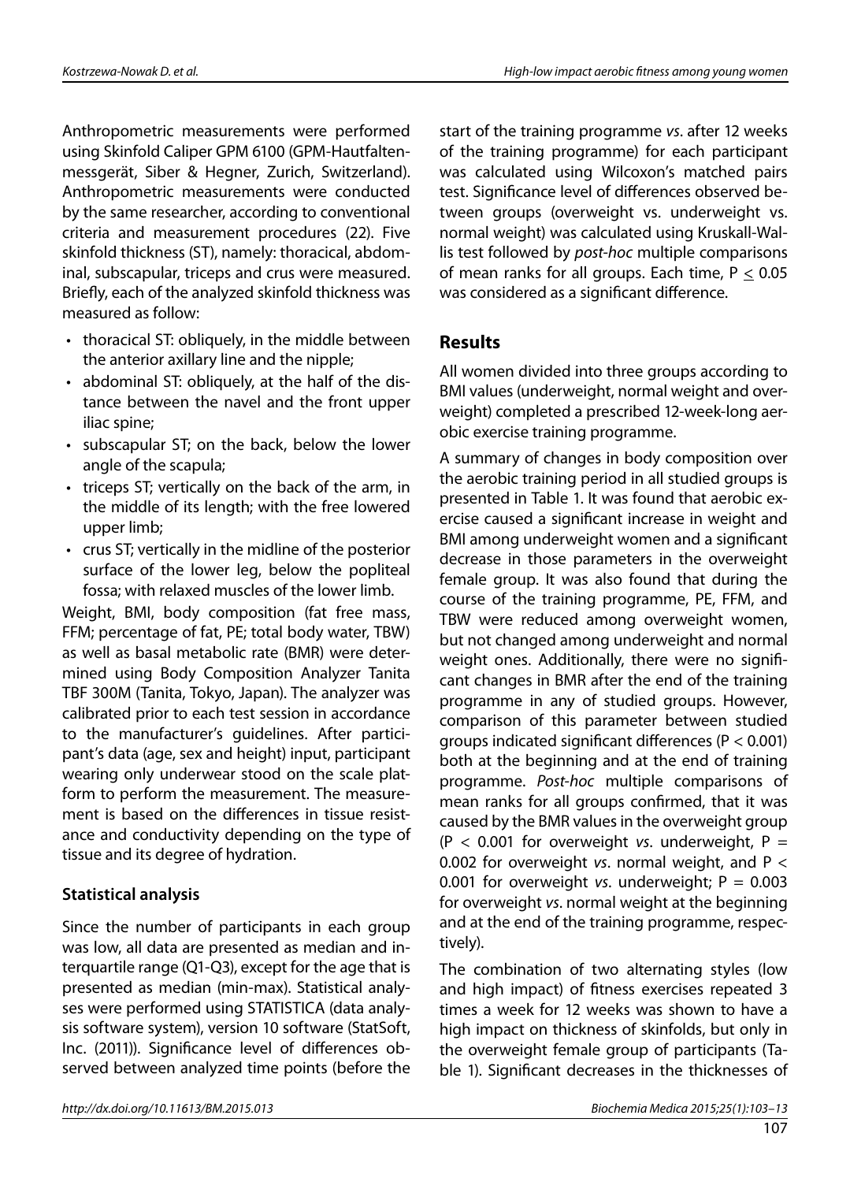Anthropometric measurements were performed using Skinfold Caliper GPM 6100 (GPM-Hautfaltenmessgerät, Siber & Hegner, Zurich, Switzerland). Anthropometric measurements were conducted by the same researcher, according to conventional criteria and measurement procedures (22). Five skinfold thickness (ST), namely: thoracical, abdominal, subscapular, triceps and crus were measured. Briefly, each of the analyzed skinfold thickness was measured as follow:

- thoracical ST: obliquely, in the middle between the anterior axillary line and the nipple;
- abdominal ST: obliquely, at the half of the distance between the navel and the front upper iliac spine;
- subscapular ST; on the back, below the lower angle of the scapula;
- triceps ST; vertically on the back of the arm, in the middle of its length; with the free lowered upper limb;
- crus ST; vertically in the midline of the posterior surface of the lower leg, below the popliteal fossa; with relaxed muscles of the lower limb.

Weight, BMI, body composition (fat free mass, FFM; percentage of fat, PE; total body water, TBW) as well as basal metabolic rate (BMR) were determined using Body Composition Analyzer Tanita TBF 300M (Tanita, Tokyo, Japan). The analyzer was calibrated prior to each test session in accordance to the manufacturer's guidelines. After participant's data (age, sex and height) input, participant wearing only underwear stood on the scale platform to perform the measurement. The measurement is based on the differences in tissue resistance and conductivity depending on the type of tissue and its degree of hydration.

### Statistical analysis

Since the number of participants in each group was low, all data are presented as median and interquartile range (Q1-Q3), except for the age that is presented as median (min-max). Statistical analyses were performed using STATISTICA (data analysis software system), version 10 software (StatSoft, Inc. (2011)). Significance level of differences observed between analyzed time points (before the start of the training programme *vs*. after 12 weeks of the training programme) for each participant was calculated using Wilcoxon's matched pairs test. Significance level of differences observed between groups (overweight vs. underweight vs. normal weight) was calculated using Kruskall-Wallis test followed by *post-hoc* multiple comparisons of mean ranks for all groups. Each time, $P \leq 0.05$ was considered as a significant difference.

## Results

All women divided into three groups according to BMI values (underweight, normal weight and overweight) completed a prescribed 12-week-long aerobic exercise training programme.

A summary of changes in body composition over the aerobic training period in all studied groups is presented in Table 1. It was found that aerobic exercise caused a significant increase in weight and BMI among underweight women and a significant decrease in those parameters in the overweight female group. It was also found that during the course of the training programme, PE, FFM, and TBW were reduced among overweight women, but not changed among underweight and normal weight ones. Additionally, there were no significant changes in BMR after the end of the training programme in any of studied groups. However, comparison of this parameter between studied groups indicated significant differences ($P < 0.001$) both at the beginning and at the end of training programme. *Post-hoc* multiple comparisons of mean ranks for all groups confirmed, that it was caused by the BMR values in the overweight group ($P < 0.001$ for overweight *vs*. underweight, $P = 0.002$ for overweight *vs*. normal weight, and $P < 0.001$ for overweight *vs*. underweight; $P = 0.003$ for overweight *vs*. normal weight at the beginning and at the end of the training programme, respectively).

The combination of two alternating styles (low and high impact) of fitness exercises repeated 3 times a week for 12 weeks was shown to have a high impact on thickness of skinfolds, but only in the overweight female group of participants (Table 1). Significant decreases in the thicknesses of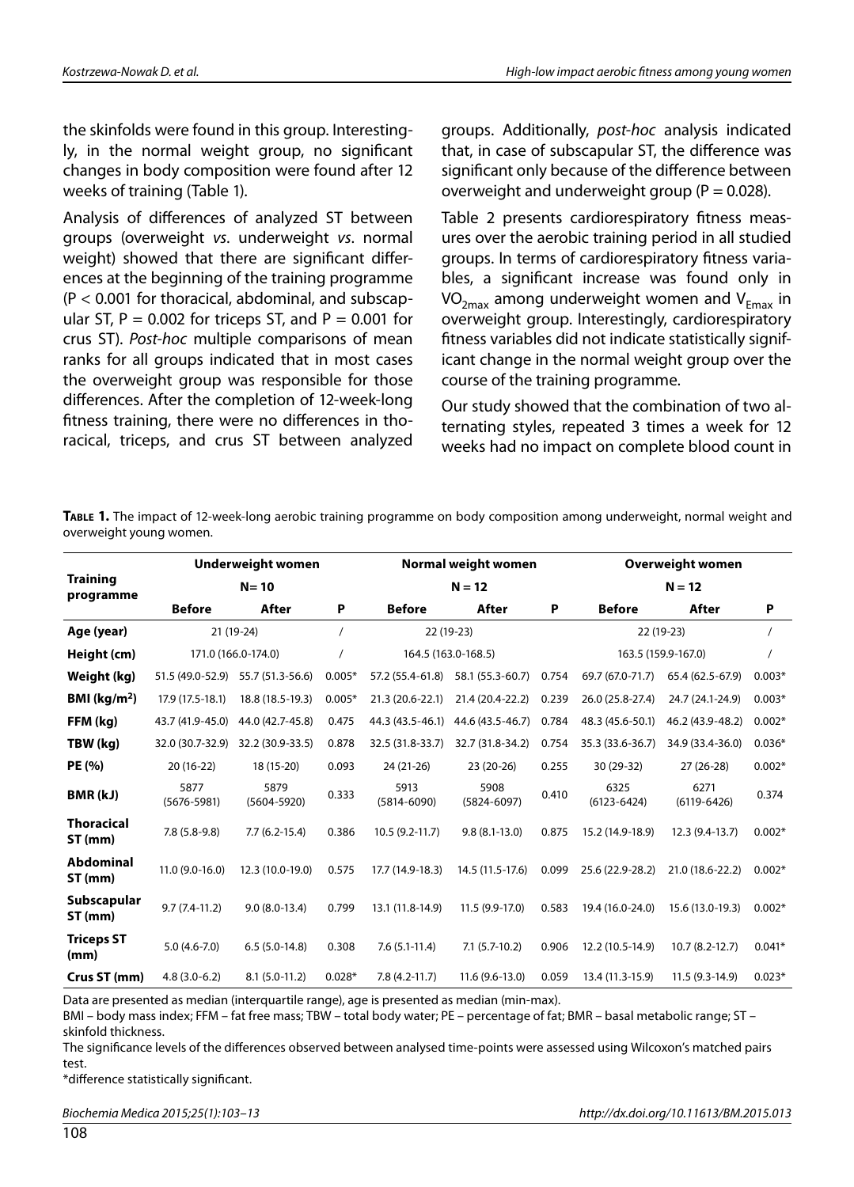the skinfolds were found in this group. Interestingly, in the normal weight group, no significant changes in body composition were found after 12 weeks of training (Table 1).

Analysis of differences of analyzed ST between groups (overweight *vs*. underweight *vs*. normal weight) showed that there are significant differences at the beginning of the training programme ($P < 0.001$ for thoracical, abdominal, and subscapular ST, $P = 0.002$ for triceps ST, and $P = 0.001$ for crus ST). *Post-hoc* multiple comparisons of mean ranks for all groups indicated that in most cases the overweight group was responsible for those differences. After the completion of 12-week-long fitness training, there were no differences in thoracical, triceps, and crus ST between analyzed groups. Additionally, *post-hoc* analysis indicated that, in case of subscapular ST, the difference was significant only because of the difference between overweight and underweight group ($P = 0.028$).

Table 2 presents cardiorespiratory fitness measures over the aerobic training period in all studied groups. In terms of cardiorespiratory fitness variables, a significant increase was found only in $VO_{2max}$ among underweight women and $V_{Emax}$ in overweight group. Interestingly, cardiorespiratory fitness variables did not indicate statistically significant change in the normal weight group over the course of the training programme.

Our study showed that the combination of two alternating styles, repeated 3 times a week for 12 weeks had no impact on complete blood count in

**Table 1.** The impact of 12-week-long aerobic training programme on body composition among underweight, normal weight and overweight young women.

| Training programme | Underweight women N= 10 | | | Normal weight women N = 12 | | | Overweight women N = 12 | | |
|---|---|---|---|---|---|---|---|---|---|
| | **Before** | **After** | **P** | **Before** | **After** | **P** | **Before** | **After** | **P** |
| **Age (year)** | 21 (19-24) | | / | 22 (19-23) | | | 22 (19-23) | | / |
| **Height (cm)** | 171.0 (166.0-174.0) | | / | 164.5 (163.0-168.5) | | | 163.5 (159.9-167.0) | | / |
| **Weight (kg)** | 51.5 (49.0-52.9) | 55.7 (51.3-56.6) | 0.005* | 57.2 (55.4-61.8) | 58.1 (55.3-60.7) | 0.754 | 69.7 (67.0-71.7) | 65.4 (62.5-67.9) | 0.003* |
| **BMI (kg/m²)** | 17.9 (17.5-18.1) | 18.8 (18.5-19.3) | 0.005* | 21.3 (20.6-22.1) | 21.4 (20.4-22.2) | 0.239 | 26.0 (25.8-27.4) | 24.7 (24.1-24.9) | 0.003* |
| **FFM (kg)** | 43.7 (41.9-45.0) | 44.0 (42.7-45.8) | 0.475 | 44.3 (43.5-46.1) | 44.6 (43.5-46.7) | 0.784 | 48.3 (45.6-50.1) | 46.2 (43.9-48.2) | 0.002* |
| **TBW (kg)** | 32.0 (30.7-32.9) | 32.2 (30.9-33.5) | 0.878 | 32.5 (31.8-33.7) | 32.7 (31.8-34.2) | 0.754 | 35.3 (33.6-36.7) | 34.9 (33.4-36.0) | 0.036* |
| **PE (%)** | 20 (16-22) | 18 (15-20) | 0.093 | 24 (21-26) | 23 (20-26) | 0.255 | 30 (29-32) | 27 (26-28) | 0.002* |
| **BMR (kJ)** | 5877 (5676-5981) | 5879 (5604-5920) | 0.333 | 5913 (5814-6090) | 5908 (5824-6097) | 0.410 | 6325 (6123-6424) | 6271 (6119-6426) | 0.374 |
| **Thoracical ST (mm)** | 7.8 (5.8-9.8) | 7.7 (6.2-15.4) | 0.386 | 10.5 (9.2-11.7) | 9.8 (8.1-13.0) | 0.875 | 15.2 (14.9-18.9) | 12.3 (9.4-13.7) | 0.002* |
| **Abdominal ST (mm)** | 11.0 (9.0-16.0) | 12.3 (10.0-19.0) | 0.575 | 17.7 (14.9-18.3) | 14.5 (11.5-17.6) | 0.099 | 25.6 (22.9-28.2) | 21.0 (18.6-22.2) | 0.002* |
| **Subscapular ST (mm)** | 9.7 (7.4-11.2) | 9.0 (8.0-13.4) | 0.799 | 13.1 (11.8-14.9) | 11.5 (9.9-17.0) | 0.583 | 19.4 (16.0-24.0) | 15.6 (13.0-19.3) | 0.002* |
| **Triceps ST (mm)** | 5.0 (4.6-7.0) | 6.5 (5.0-14.8) | 0.308 | 7.6 (5.1-11.4) | 7.1 (5.7-10.2) | 0.906 | 12.2 (10.5-14.9) | 10.7 (8.2-12.7) | 0.041* |
| **Crus ST (mm)** | 4.8 (3.0-6.2) | 8.1 (5.0-11.2) | 0.028* | 7.8 (4.2-11.7) | 11.6 (9.6-13.0) | 0.059 | 13.4 (11.3-15.9) | 11.5 (9.3-14.9) | 0.023* |

Data are presented as median (interquartile range), age is presented as median (min-max).
BMI – body mass index; FFM – fat free mass; TBW – total body water; PE – percentage of fat; BMR – basal metabolic range; ST – skinfold thickness.
The significance levels of the differences observed between analysed time-points were assessed using Wilcoxon's matched pairs test.
*difference statistically significant.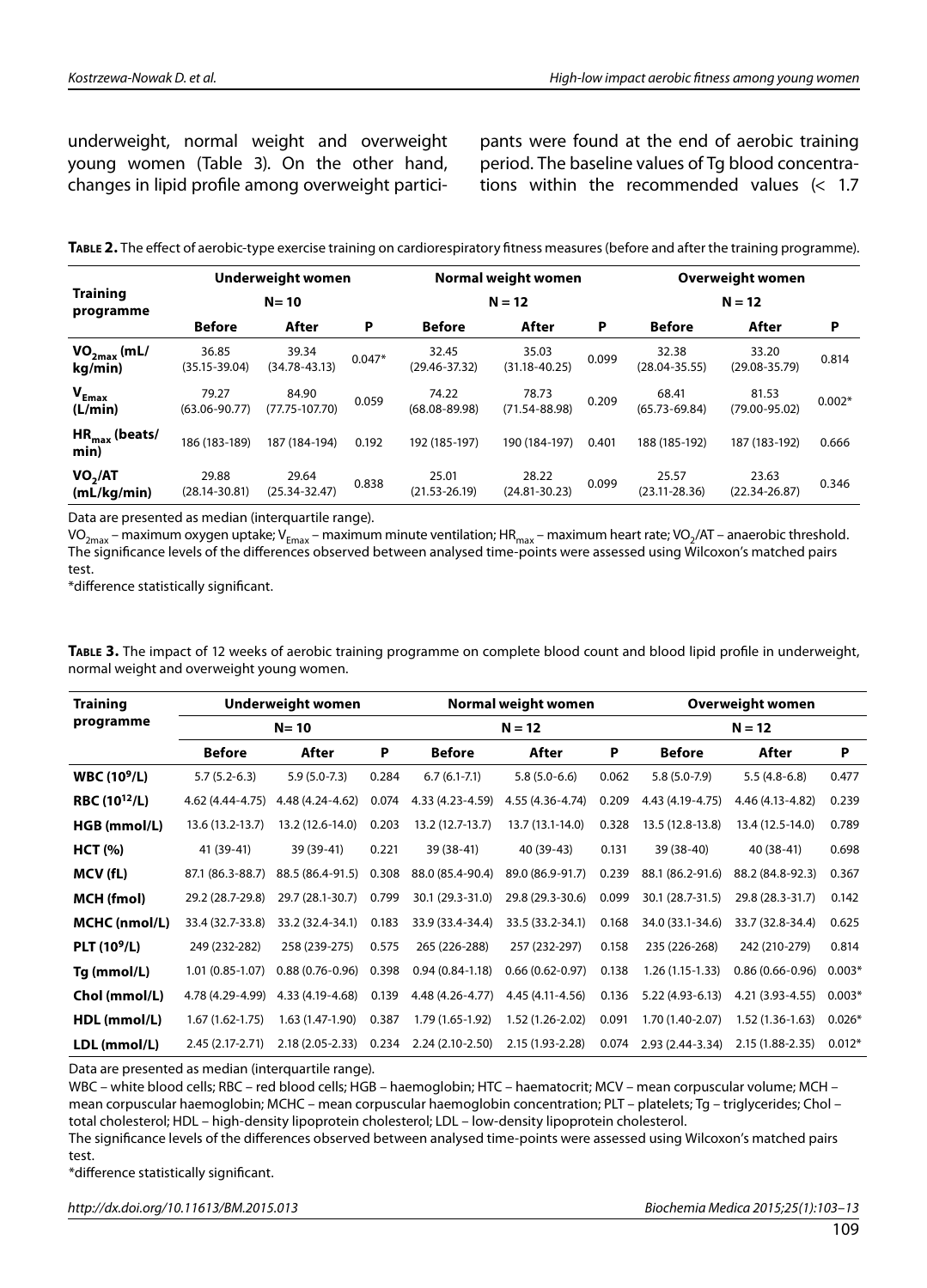underweight, normal weight and overweight young women (Table 3). On the other hand, changes in lipid profile among overweight participants were found at the end of aerobic training period. The baseline values of Tg blood concentrations within the recommended values (< 1.7

**Table 2.** The effect of aerobic-type exercise training on cardiorespiratory fitness measures (before and after the training programme).

| Training programme | Underweight women N= 10 | | | Normal weight women N = 12 | | | Overweight women N = 12 | | |
|---|---|---|---|---|---|---|---|---|---|
| | **Before** | **After** | **P** | **Before** | **After** | **P** | **Before** | **After** | **P** |
| **$VO_{2max}$ (mL/kg/min)** | 36.85 (35.15-39.04) | 39.34 (34.78-43.13) | 0.047* | 32.45 (29.46-37.32) | 35.03 (31.18-40.25) | 0.099 | 32.38 (28.04-35.55) | 33.20 (29.08-35.79) | 0.814 |
| **$V_{Emax}$ (L/min)** | 79.27 (63.06-90.77) | 84.90 (77.75-107.70) | 0.059 | 74.22 (68.08-89.98) | 78.73 (71.54-88.98) | 0.209 | 68.41 (65.73-69.84) | 81.53 (79.00-95.02) | 0.002* |
| **$HR_{max}$ (beats/min)** | 186 (183-189) | 187 (184-194) | 0.192 | 192 (185-197) | 190 (184-197) | 0.401 | 188 (185-192) | 187 (183-192) | 0.666 |
| **$VO_2$/AT (mL/kg/min)** | 29.88 (28.14-30.81) | 29.64 (25.34-32.47) | 0.838 | 25.01 (21.53-26.19) | 28.22 (24.81-30.23) | 0.099 | 25.57 (23.11-28.36) | 23.63 (22.34-26.87) | 0.346 |

Data are presented as median (interquartile range).

$VO_{2max}$ – maximum oxygen uptake; $V_{Emax}$ – maximum minute ventilation; $HR_{max}$ – maximum heart rate; $VO_2$/AT – anaerobic threshold. The significance levels of the differences observed between analysed time-points were assessed using Wilcoxon's matched pairs test.

*difference statistically significant.

**Table 3.** The impact of 12 weeks of aerobic training programme on complete blood count and blood lipid profile in underweight, normal weight and overweight young women.

| Training programme | Underweight women N= 10 | | | Normal weight women N = 12 | | | Overweight women N = 12 | | |
|---|---|---|---|---|---|---|---|---|---|
| | **Before** | **After** | **P** | **Before** | **After** | **P** | **Before** | **After** | **P** |
| **WBC ($10^9$/L)** | 5.7 (5.2-6.3) | 5.9 (5.0-7.3) | 0.284 | 6.7 (6.1-7.1) | 5.8 (5.0-6.6) | 0.062 | 5.8 (5.0-7.9) | 5.5 (4.8-6.8) | 0.477 |
| **RBC ($10^{12}$/L)** | 4.62 (4.44-4.75) | 4.48 (4.24-4.62) | 0.074 | 4.33 (4.23-4.59) | 4.55 (4.36-4.74) | 0.209 | 4.43 (4.19-4.75) | 4.46 (4.13-4.82) | 0.239 |
| **HGB (mmol/L)** | 13.6 (13.2-13.7) | 13.2 (12.6-14.0) | 0.203 | 13.2 (12.7-13.7) | 13.7 (13.1-14.0) | 0.328 | 13.5 (12.8-13.8) | 13.4 (12.5-14.0) | 0.789 |
| **HCT (%)** | 41 (39-41) | 39 (39-41) | 0.221 | 39 (38-41) | 40 (39-43) | 0.131 | 39 (38-40) | 40 (38-41) | 0.698 |
| **MCV (fL)** | 87.1 (86.3-88.7) | 88.5 (86.4-91.5) | 0.308 | 88.0 (85.4-90.4) | 89.0 (86.9-91.7) | 0.239 | 88.1 (86.2-91.6) | 88.2 (84.8-92.3) | 0.367 |
| **MCH (fmol)** | 29.2 (28.7-29.8) | 29.7 (28.1-30.7) | 0.799 | 30.1 (29.3-31.0) | 29.8 (29.3-30.6) | 0.099 | 30.1 (28.7-31.5) | 29.8 (28.3-31.7) | 0.142 |
| **MCHC (nmol/L)** | 33.4 (32.7-33.8) | 33.2 (32.4-34.1) | 0.183 | 33.9 (33.4-34.4) | 33.5 (33.2-34.1) | 0.168 | 34.0 (33.1-34.6) | 33.7 (32.8-34.4) | 0.625 |
| **PLT ($10^9$/L)** | 249 (232-282) | 258 (239-275) | 0.575 | 265 (226-288) | 257 (232-297) | 0.158 | 235 (226-268) | 242 (210-279) | 0.814 |
| **Tg (mmol/L)** | 1.01 (0.85-1.07) | 0.88 (0.76-0.96) | 0.398 | 0.94 (0.84-1.18) | 0.66 (0.62-0.97) | 0.138 | 1.26 (1.15-1.33) | 0.86 (0.66-0.96) | 0.003* |
| **Chol (mmol/L)** | 4.78 (4.29-4.99) | 4.33 (4.19-4.68) | 0.139 | 4.48 (4.26-4.77) | 4.45 (4.11-4.56) | 0.136 | 5.22 (4.93-6.13) | 4.21 (3.93-4.55) | 0.003* |
| **HDL (mmol/L)** | 1.67 (1.62-1.75) | 1.63 (1.47-1.90) | 0.387 | 1.79 (1.65-1.92) | 1.52 (1.26-2.02) | 0.091 | 1.70 (1.40-2.07) | 1.52 (1.36-1.63) | 0.026* |
| **LDL (mmol/L)** | 2.45 (2.17-2.71) | 2.18 (2.05-2.33) | 0.234 | 2.24 (2.10-2.50) | 2.15 (1.93-2.28) | 0.074 | 2.93 (2.44-3.34) | 2.15 (1.88-2.35) | 0.012* |

Data are presented as median (interquartile range).

WBC – white blood cells; RBC – red blood cells; HGB – haemoglobin; HTC – haematocrit; MCV – mean corpuscular volume; MCH – mean corpuscular haemoglobin; MCHC – mean corpuscular haemoglobin concentration; PLT – platelets; Tg – triglycerides; Chol – total cholesterol; HDL – high-density lipoprotein cholesterol; LDL – low-density lipoprotein cholesterol.

The significance levels of the differences observed between analysed time-points were assessed using Wilcoxon's matched pairs test.

*difference statistically significant.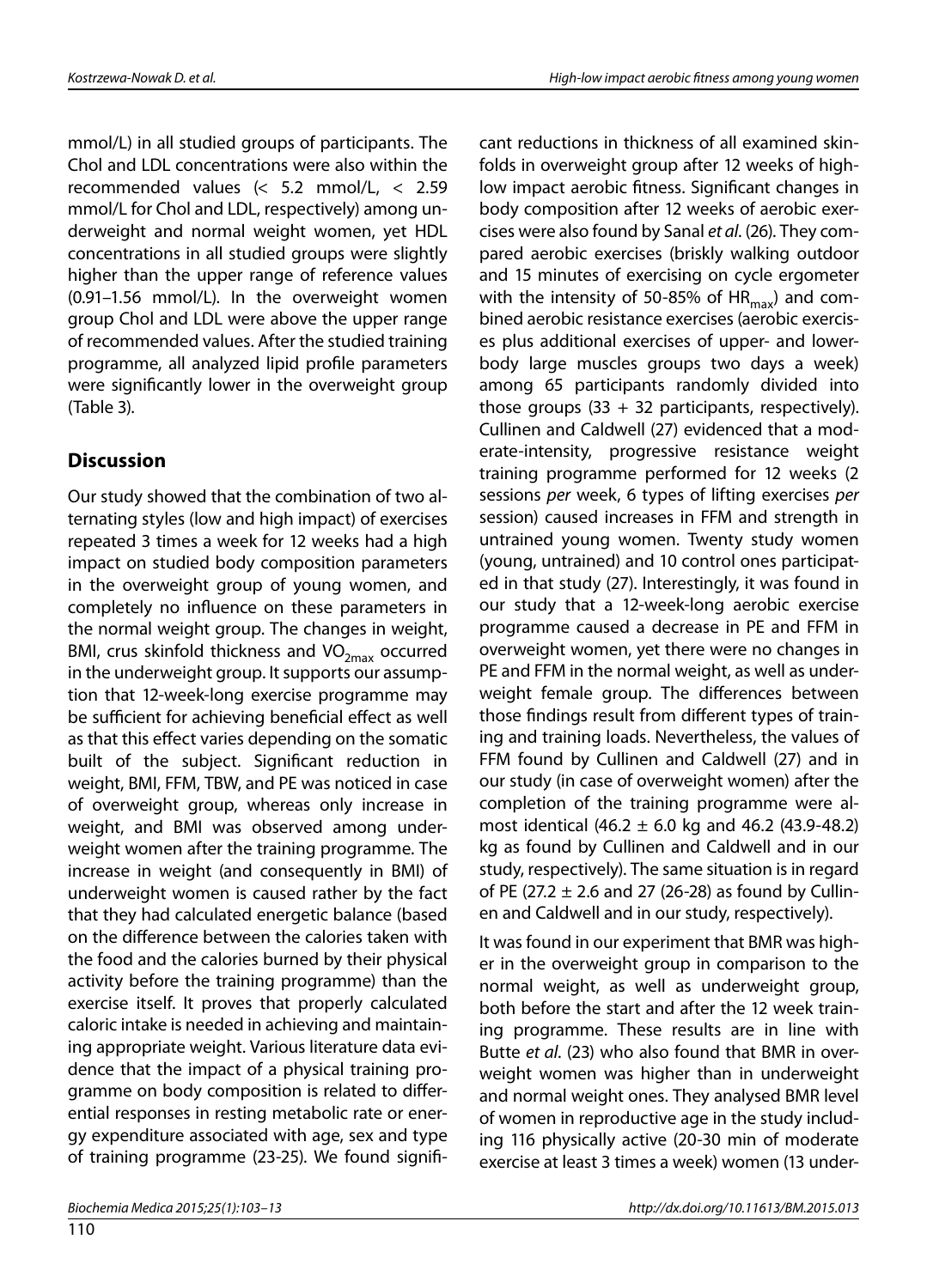mmol/L) in all studied groups of participants. The Chol and LDL concentrations were also within the recommended values (< 5.2 mmol/L, < 2.59 mmol/L for Chol and LDL, respectively) among underweight and normal weight women, yet HDL concentrations in all studied groups were slightly higher than the upper range of reference values (0.91–1.56 mmol/L). In the overweight women group Chol and LDL were above the upper range of recommended values. After the studied training programme, all analyzed lipid profile parameters were significantly lower in the overweight group (Table 3).

## Discussion

Our study showed that the combination of two alternating styles (low and high impact) of exercises repeated 3 times a week for 12 weeks had a high impact on studied body composition parameters in the overweight group of young women, and completely no influence on these parameters in the normal weight group. The changes in weight, BMI, crus skinfold thickness and $VO_{2max}$ occurred in the underweight group. It supports our assumption that 12-week-long exercise programme may be sufficient for achieving beneficial effect as well as that this effect varies depending on the somatic built of the subject. Significant reduction in weight, BMI, FFM, TBW, and PE was noticed in case of overweight group, whereas only increase in weight, and BMI was observed among underweight women after the training programme. The increase in weight (and consequently in BMI) of underweight women is caused rather by the fact that they had calculated energetic balance (based on the difference between the calories taken with the food and the calories burned by their physical activity before the training programme) than the exercise itself. It proves that properly calculated caloric intake is needed in achieving and maintaining appropriate weight. Various literature data evidence that the impact of a physical training programme on body composition is related to differential responses in resting metabolic rate or energy expenditure associated with age, sex and type of training programme (23-25). We found significant reductions in thickness of all examined skinfolds in overweight group after 12 weeks of high-low impact aerobic fitness. Significant changes in body composition after 12 weeks of aerobic exercises were also found by Sanal *et al*. (26). They compared aerobic exercises (briskly walking outdoor and 15 minutes of exercising on cycle ergometer with the intensity of 50-85% of $HR_{max}$) and combined aerobic resistance exercises (aerobic exercises plus additional exercises of upper- and lower-body large muscles groups two days a week) among 65 participants randomly divided into those groups (33 + 32 participants, respectively). Cullinen and Caldwell (27) evidenced that a moderate-intensity, progressive resistance weight training programme performed for 12 weeks (2 sessions *per* week, 6 types of lifting exercises *per* session) caused increases in FFM and strength in untrained young women. Twenty study women (young, untrained) and 10 control ones participated in that study (27). Interestingly, it was found in our study that a 12-week-long aerobic exercise programme caused a decrease in PE and FFM in overweight women, yet there were no changes in PE and FFM in the normal weight, as well as underweight female group. The differences between those findings result from different types of training and training loads. Nevertheless, the values of FFM found by Cullinen and Caldwell (27) and in our study (in case of overweight women) after the completion of the training programme were almost identical (46.2 ± 6.0 kg and 46.2 (43.9-48.2) kg as found by Cullinen and Caldwell and in our study, respectively). The same situation is in regard of PE (27.2 ± 2.6 and 27 (26-28) as found by Cullinen and Caldwell and in our study, respectively).

It was found in our experiment that BMR was higher in the overweight group in comparison to the normal weight, as well as underweight group, both before the start and after the 12 week training programme. These results are in line with Butte *et al*. (23) who also found that BMR in overweight women was higher than in underweight and normal weight ones. They analysed BMR level of women in reproductive age in the study including 116 physically active (20-30 min of moderate exercise at least 3 times a week) women (13 under-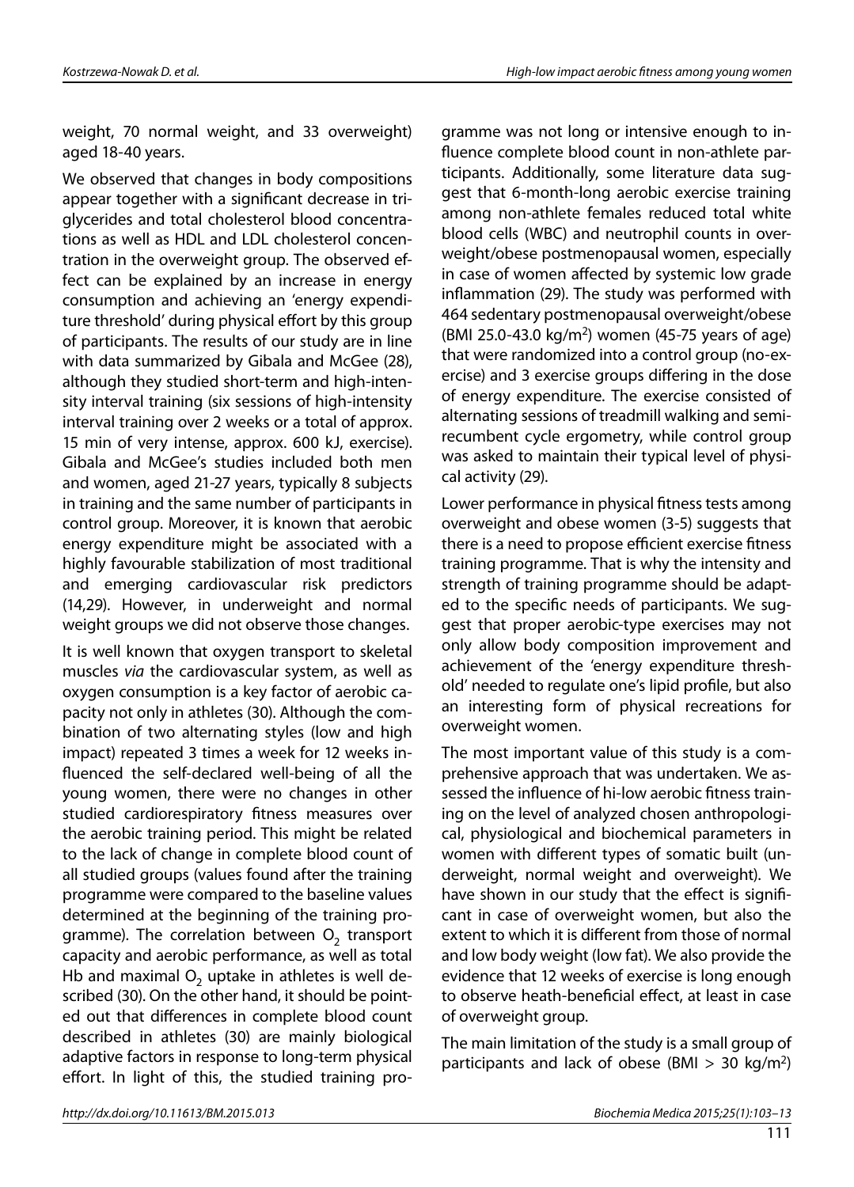weight, 70 normal weight, and 33 overweight) aged 18-40 years.

We observed that changes in body compositions appear together with a significant decrease in triglycerides and total cholesterol blood concentrations as well as HDL and LDL cholesterol concentration in the overweight group. The observed effect can be explained by an increase in energy consumption and achieving an 'energy expenditure threshold' during physical effort by this group of participants. The results of our study are in line with data summarized by Gibala and McGee (28), although they studied short-term and high-intensity interval training (six sessions of high-intensity interval training over 2 weeks or a total of approx. 15 min of very intense, approx. 600 kJ, exercise). Gibala and McGee's studies included both men and women, aged 21-27 years, typically 8 subjects in training and the same number of participants in control group. Moreover, it is known that aerobic energy expenditure might be associated with a highly favourable stabilization of most traditional and emerging cardiovascular risk predictors (14,29). However, in underweight and normal weight groups we did not observe those changes.

It is well known that oxygen transport to skeletal muscles *via* the cardiovascular system, as well as oxygen consumption is a key factor of aerobic capacity not only in athletes (30). Although the combination of two alternating styles (low and high impact) repeated 3 times a week for 12 weeks influenced the self-declared well-being of all the young women, there were no changes in other studied cardiorespiratory fitness measures over the aerobic training period. This might be related to the lack of change in complete blood count of all studied groups (values found after the training programme were compared to the baseline values determined at the beginning of the training programme). The correlation between $O_2$ transport capacity and aerobic performance, as well as total Hb and maximal $O_2$ uptake in athletes is well described (30). On the other hand, it should be pointed out that differences in complete blood count described in athletes (30) are mainly biological adaptive factors in response to long-term physical effort. In light of this, the studied training programme was not long or intensive enough to influence complete blood count in non-athlete participants. Additionally, some literature data suggest that 6-month-long aerobic exercise training among non-athlete females reduced total white blood cells (WBC) and neutrophil counts in overweight/obese postmenopausal women, especially in case of women affected by systemic low grade inflammation (29). The study was performed with 464 sedentary postmenopausal overweight/obese (BMI 25.0-43.0 kg/m$^2$) women (45-75 years of age) that were randomized into a control group (no-exercise) and 3 exercise groups differing in the dose of energy expenditure. The exercise consisted of alternating sessions of treadmill walking and semi-recumbent cycle ergometry, while control group was asked to maintain their typical level of physical activity (29).

Lower performance in physical fitness tests among overweight and obese women (3-5) suggests that there is a need to propose efficient exercise fitness training programme. That is why the intensity and strength of training programme should be adapted to the specific needs of participants. We suggest that proper aerobic-type exercises may not only allow body composition improvement and achievement of the 'energy expenditure threshold' needed to regulate one's lipid profile, but also an interesting form of physical recreations for overweight women.

The most important value of this study is a comprehensive approach that was undertaken. We assessed the influence of hi-low aerobic fitness training on the level of analyzed chosen anthropological, physiological and biochemical parameters in women with different types of somatic built (underweight, normal weight and overweight). We have shown in our study that the effect is significant in case of overweight women, but also the extent to which it is different from those of normal and low body weight (low fat). We also provide the evidence that 12 weeks of exercise is long enough to observe heath-beneficial effect, at least in case of overweight group.

The main limitation of the study is a small group of participants and lack of obese (BMI > 30 kg/m$^2$)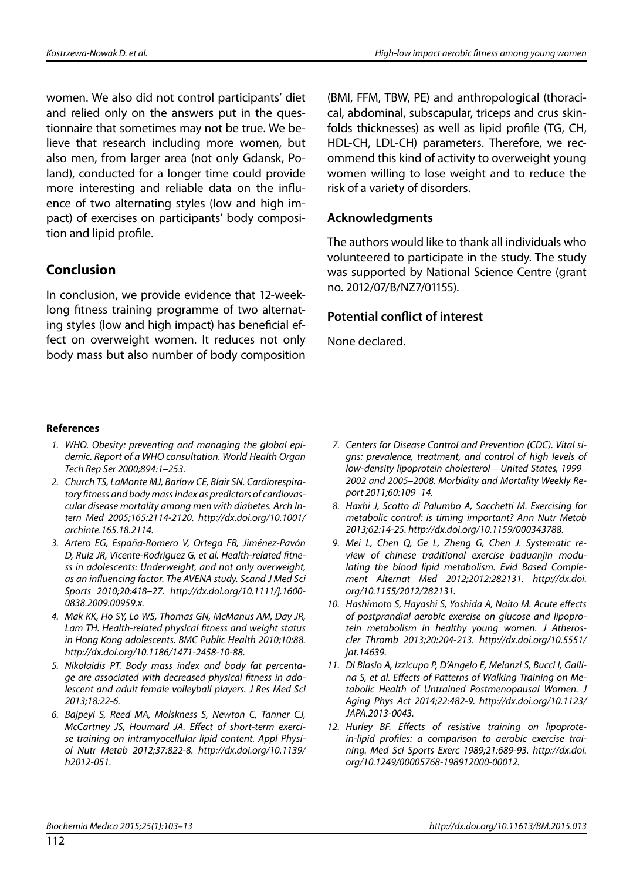women. We also did not control participants' diet and relied only on the answers put in the questionnaire that sometimes may not be true. We believe that research including more women, but also men, from larger area (not only Gdansk, Poland), conducted for a longer time could provide more interesting and reliable data on the influence of two alternating styles (low and high impact) of exercises on participants' body composition and lipid profile.

## Conclusion

In conclusion, we provide evidence that 12-week-long fitness training programme of two alternating styles (low and high impact) has beneficial effect on overweight women. It reduces not only body mass but also number of body composition (BMI, FFM, TBW, PE) and anthropological (thoracical, abdominal, subscapular, triceps and crus skinfolds thicknesses) as well as lipid profile (TG, CH, HDL-CH, LDL-CH) parameters. Therefore, we recommend this kind of activity to overweight young women willing to lose weight and to reduce the risk of a variety of disorders.

### Acknowledgments

The authors would like to thank all individuals who volunteered to participate in the study. The study was supported by National Science Centre (grant no. 2012/07/B/NZ7/01155).

### Potential conflict of interest

None declared.

#### References

1. *WHO. Obesity: preventing and managing the global epidemic. Report of a WHO consultation. World Health Organ Tech Rep Ser 2000;894:1–253.*
2. *Church TS, LaMonte MJ, Barlow CE, Blair SN. Cardiorespiratory fitness and body mass index as predictors of cardiovascular disease mortality among men with diabetes. Arch Intern Med 2005;165:2114-2120. http://dx.doi.org/10.1001/archinte.165.18.2114.*
3. *Artero EG, España-Romero V, Ortega FB, Jiménez-Pavón D, Ruiz JR, Vicente-Rodríguez G, et al. Health-related fitness in adolescents: Underweight, and not only overweight, as an influencing factor. The AVENA study. Scand J Med Sci Sports 2010;20:418–27. http://dx.doi.org/10.1111/j.1600-0838.2009.00959.x.*
4. *Mak KK, Ho SY, Lo WS, Thomas GN, McManus AM, Day JR, Lam TH. Health-related physical fitness and weight status in Hong Kong adolescents. BMC Public Health 2010;10:88. http://dx.doi.org/10.1186/1471-2458-10-88.*
5. *Nikolaidis PT. Body mass index and body fat percentage are associated with decreased physical fitness in adolescent and adult female volleyball players. J Res Med Sci 2013;18:22-6.*
6. *Bajpeyi S, Reed MA, Molskness S, Newton C, Tanner CJ, McCartney JS, Houmard JA. Effect of short-term exercise training on intramyocellular lipid content. Appl Physiol Nutr Metab 2012;37:822-8. http://dx.doi.org/10.1139/h2012-051.*
7. *Centers for Disease Control and Prevention (CDC). Vital signs: prevalence, treatment, and control of high levels of low-density lipoprotein cholesterol—United States, 1999–2002 and 2005–2008. Morbidity and Mortality Weekly Report 2011;60:109–14.*
8. *Haxhi J, Scotto di Palumbo A, Sacchetti M. Exercising for metabolic control: is timing important? Ann Nutr Metab 2013;62:14-25. http://dx.doi.org/10.1159/000343788.*
9. *Mei L, Chen Q, Ge L, Zheng G, Chen J. Systematic review of chinese traditional exercise baduanjin modulating the blood lipid metabolism. Evid Based Complement Alternat Med 2012;2012:282131. http://dx.doi.org/10.1155/2012/282131.*
10. *Hashimoto S, Hayashi S, Yoshida A, Naito M. Acute effects of postprandial aerobic exercise on glucose and lipoprotein metabolism in healthy young women. J Atheroscler Thromb 2013;20:204-213. http://dx.doi.org/10.5551/jat.14639.*
11. *Di Blasio A, Izzicupo P, D'Angelo E, Melanzi S, Bucci I, Gallina S, et al. Effects of Patterns of Walking Training on Metabolic Health of Untrained Postmenopausal Women. J Aging Phys Act 2014;22:482-9. http://dx.doi.org/10.1123/JAPA.2013-0043.*
12. *Hurley BF. Effects of resistive training on lipoprotein-lipid profiles: a comparison to aerobic exercise training. Med Sci Sports Exerc 1989;21:689-93. http://dx.doi.org/10.1249/00005768-198912000-00012.*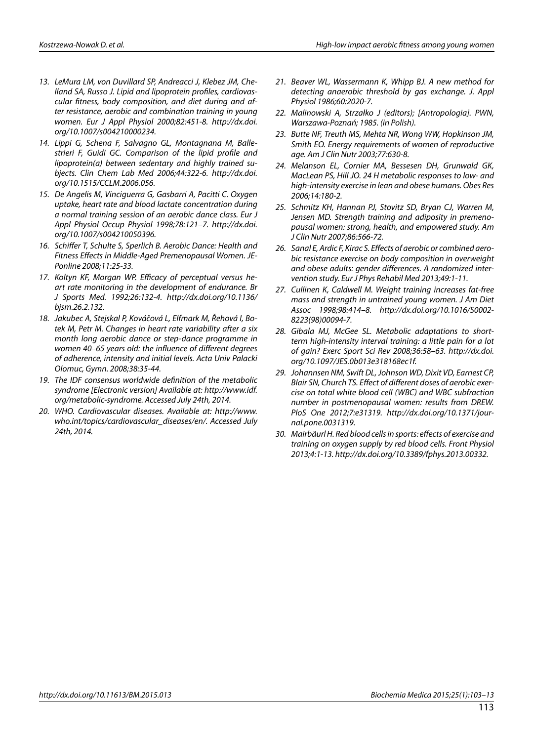13. LeMura LM, von Duvillard SP, Andreacci J, Klebez JM, Chelland SA, Russo J. Lipid and lipoprotein profiles, cardiovascular fitness, body composition, and diet during and after resistance, aerobic and combination training in young women. Eur J Appl Physiol 2000;82:451-8. http://dx.doi.org/10.1007/s004210000234.
14. Lippi G, Schena F, Salvagno GL, Montagnana M, Ballestrieri F, Guidi GC. Comparison of the lipid profile and lipoprotein(a) between sedentary and highly trained subjects. Clin Chem Lab Med 2006;44:322-6. http://dx.doi.org/10.1515/CCLM.2006.056.
15. De Angelis M, Vinciguerra G, Gasbarri A, Pacitti C. Oxygen uptake, heart rate and blood lactate concentration during a normal training session of an aerobic dance class. Eur J Appl Physiol Occup Physiol 1998;78:121–7. http://dx.doi.org/10.1007/s004210050396.
16. Schiffer T, Schulte S, Sperlich B. Aerobic Dance: Health and Fitness Effects in Middle-Aged Premenopausal Women. JEPonline 2008;11:25-33.
17. Koltyn KF, Morgan WP. Efficacy of perceptual versus heart rate monitoring in the development of endurance. Br J Sports Med. 1992;26:132-4. http://dx.doi.org/10.1136/bjsm.26.2.132.
18. Jakubec A, Stejskal P, Kováčová L, Elfmark M, Řehová I, Botek M, Petr M. Changes in heart rate variability after a six month long aerobic dance or step-dance programme in women 40–65 years old: the influence of different degrees of adherence, intensity and initial levels. Acta Univ Palacki Olomuc, Gymn. 2008;38:35-44.
19. The IDF consensus worldwide definition of the metabolic syndrome [Electronic version] Available at: http://www.idf.org/metabolic-syndrome. Accessed July 24th, 2014.
20. WHO. Cardiovascular diseases. Available at: http://www.who.int/topics/cardiovascular_diseases/en/. Accessed July 24th, 2014.
21. Beaver WL, Wassermann K, Whipp BJ. A new method for detecting anaerobic threshold by gas exchange. J. Appl Physiol 1986;60:2020-7.
22. Malinowski A, Strzałko J (editors); [Antropologia]. PWN, Warszawa-Poznań; 1985. (in Polish).
23. Butte NF, Treuth MS, Mehta NR, Wong WW, Hopkinson JM, Smith EO. Energy requirements of women of reproductive age. Am J Clin Nutr 2003;77:630-8.
24. Melanson EL, Cornier MA, Bessesen DH, Grunwald GK, MacLean PS, Hill JO. 24 H metabolic responses to low- and high-intensity exercise in lean and obese humans. Obes Res 2006;14:180-2.
25. Schmitz KH, Hannan PJ, Stovitz SD, Bryan CJ, Warren M, Jensen MD. Strength training and adiposity in premenopausal women: strong, health, and empowered study. Am J Clin Nutr 2007;86:566-72.
26. Sanal E, Ardic F, Kirac S. Effects of aerobic or combined aerobic resistance exercise on body composition in overweight and obese adults: gender differences. A randomized intervention study. Eur J Phys Rehabil Med 2013;49:1-11.
27. Cullinen K, Caldwell M. Weight training increases fat-free mass and strength in untrained young women. J Am Diet Assoc 1998;98:414–8. http://dx.doi.org/10.1016/S0002-8223(98)00094-7.
28. Gibala MJ, McGee SL. Metabolic adaptations to short-term high-intensity interval training: a little pain for a lot of gain? Exerc Sport Sci Rev 2008;36:58–63. http://dx.doi.org/10.1097/JES.0b013e318168ec1f.
29. Johannsen NM, Swift DL, Johnson WD, Dixit VD, Earnest CP, Blair SN, Church TS. Effect of different doses of aerobic exercise on total white blood cell (WBC) and WBC subfraction number in postmenopausal women: results from DREW. PloS One 2012;7:e31319. http://dx.doi.org/10.1371/journal.pone.0031319.
30. Mairbäurl H. Red blood cells in sports: effects of exercise and training on oxygen supply by red blood cells. Front Physiol 2013;4:1-13. http://dx.doi.org/10.3389/fphys.2013.00332.